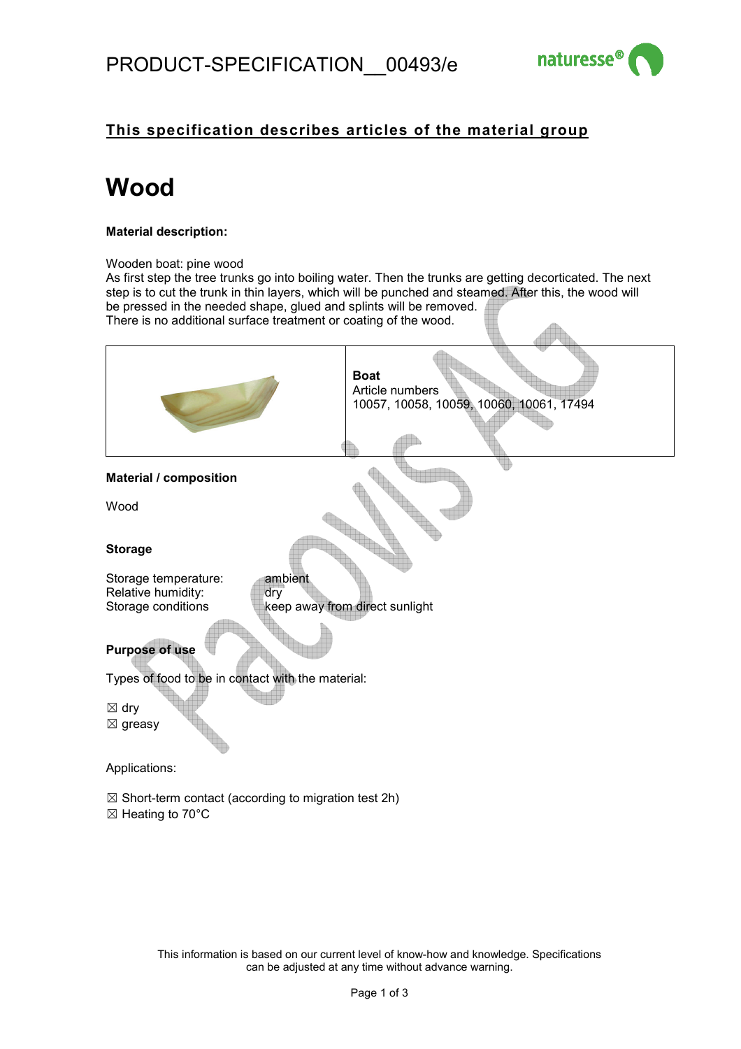# PRODUCT-SPECIFICATION__00493/e

naturesse®

**This specification describes articles of the material group**

# Wood

**Material description:**

Wooden boat: pine wood
As first step the tree trunks go into boiling water. Then the trunks are getting decorticated. The next step is to cut the trunk in thin layers, which will be punched and steamed. After this, the wood will be pressed in the needed shape, glued and splints will be removed.
There is no additional surface treatment or coating of the wood.

| | **Boat**<br>Article numbers<br>10057, 10058, 10059, 10060, 10061, 17494 |
|---|---|

**Material / composition**

Wood

**Storage**

| | |
|---|---|
| Storage temperature: | ambient |
| Relative humidity: | dry |
| Storage conditions | keep away from direct sunlight |

**Purpose of use**

Types of food to be in contact with the material:

☒ dry
☒ greasy

Applications:

☒ Short-term contact (according to migration test 2h)
☒ Heating to 70°C

This information is based on our current level of know-how and knowledge. Specifications can be adjusted at any time without advance warning.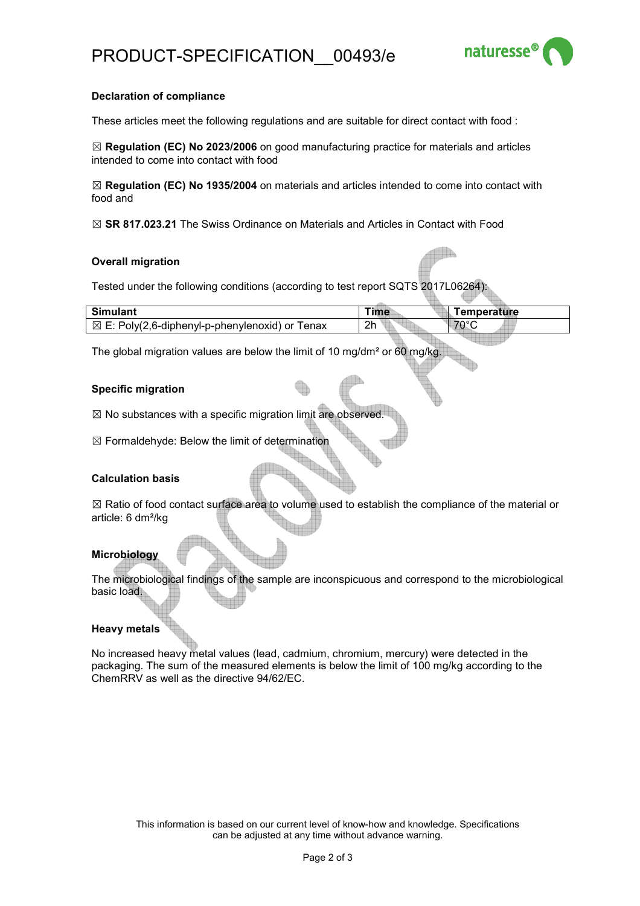**Declaration of compliance**

These articles meet the following regulations and are suitable for direct contact with food :

☒ **Regulation (EC) No 2023/2006** on good manufacturing practice for materials and articles intended to come into contact with food

☒ **Regulation (EC) No 1935/2004** on materials and articles intended to come into contact with food and

☒ **SR 817.023.21** The Swiss Ordinance on Materials and Articles in Contact with Food

**Overall migration**

Tested under the following conditions (according to test report SQTS 2017L06264):

| Simulant | Time | Temperature |
|---|---|---|
| ☒ E: Poly(2,6-diphenyl-p-phenylenoxid) or Tenax | 2h | 70°C |

The global migration values are below the limit of 10 mg/dm² or 60 mg/kg.

**Specific migration**

☒ No substances with a specific migration limit are observed.

☒ Formaldehyde: Below the limit of determination

**Calculation basis**

☒ Ratio of food contact surface area to volume used to establish the compliance of the material or article: 6 dm²/kg

**Microbiology**

The microbiological findings of the sample are inconspicuous and correspond to the microbiological basic load.

**Heavy metals**

No increased heavy metal values (lead, cadmium, chromium, mercury) were detected in the packaging. The sum of the measured elements is below the limit of 100 mg/kg according to the ChemRRV as well as the directive 94/62/EC.

This information is based on our current level of know-how and knowledge. Specifications can be adjusted at any time without advance warning.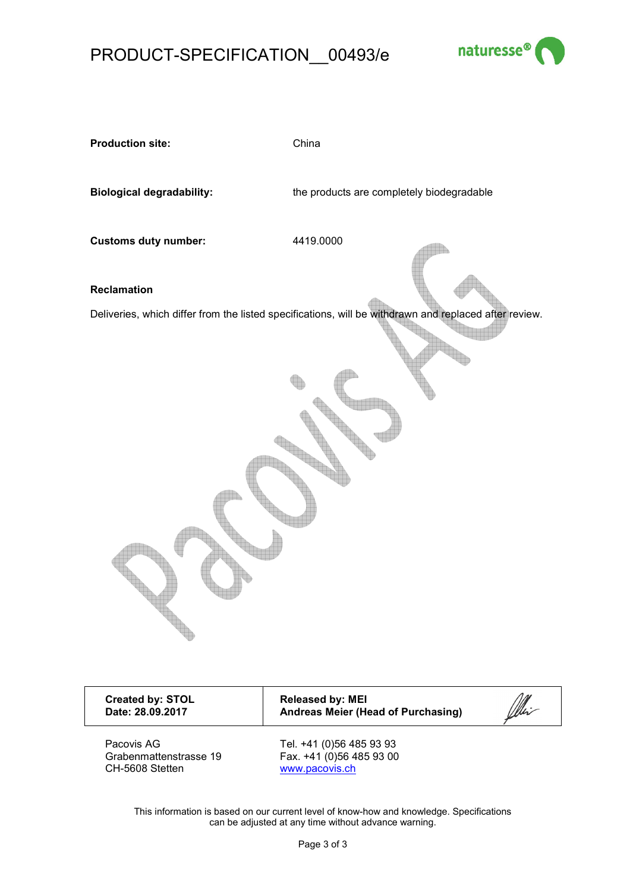| | |
|---|---|
| **Production site:** | China |
| **Biological degradability:** | the products are completely biodegradable |
| **Customs duty number:** | 4419.0000 |

**Reclamation**

Deliveries, which differ from the listed specifications, will be withdrawn and replaced after review.

| | |
|---|---|
| **Created by: STOL** | **Released by: MEI** |
| **Date: 28.09.2017** | **Andreas Meier (Head of Purchasing)** |

Pacovis AG
Grabenmattenstrasse 19
CH-5608 Stetten

Tel. +41 (0)56 485 93 93
Fax. +41 (0)56 485 93 00
www.pacovis.ch

This information is based on our current level of know-how and knowledge. Specifications can be adjusted at any time without advance warning.